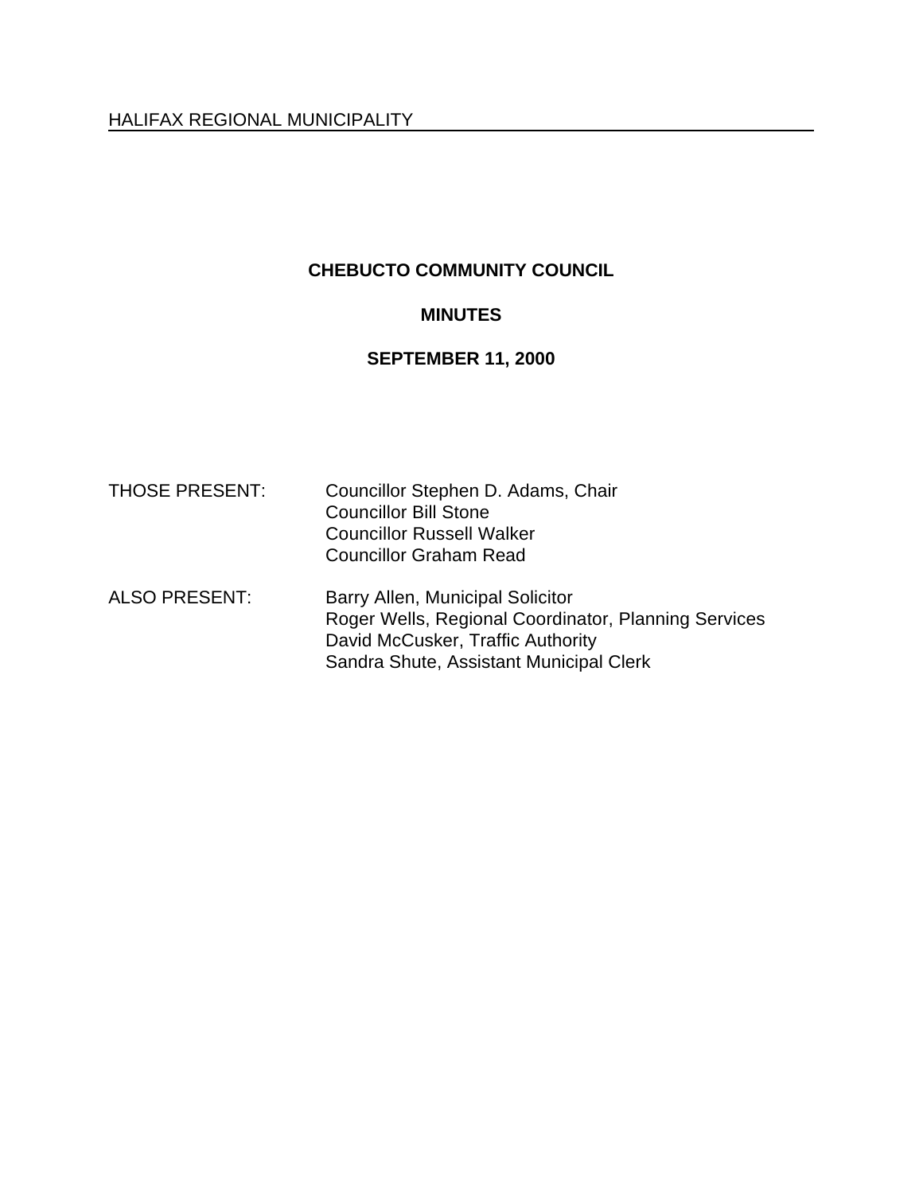HALIFAX REGIONAL MUNICIPALITY

# CHEBUCTO COMMUNITY COUNCIL

## MINUTES

## SEPTEMBER 11, 2000

THOSE PRESENT: Councillor Stephen D. Adams, Chair
Councillor Bill Stone
Councillor Russell Walker
Councillor Graham Read

ALSO PRESENT: Barry Allen, Municipal Solicitor
Roger Wells, Regional Coordinator, Planning Services
David McCusker, Traffic Authority
Sandra Shute, Assistant Municipal Clerk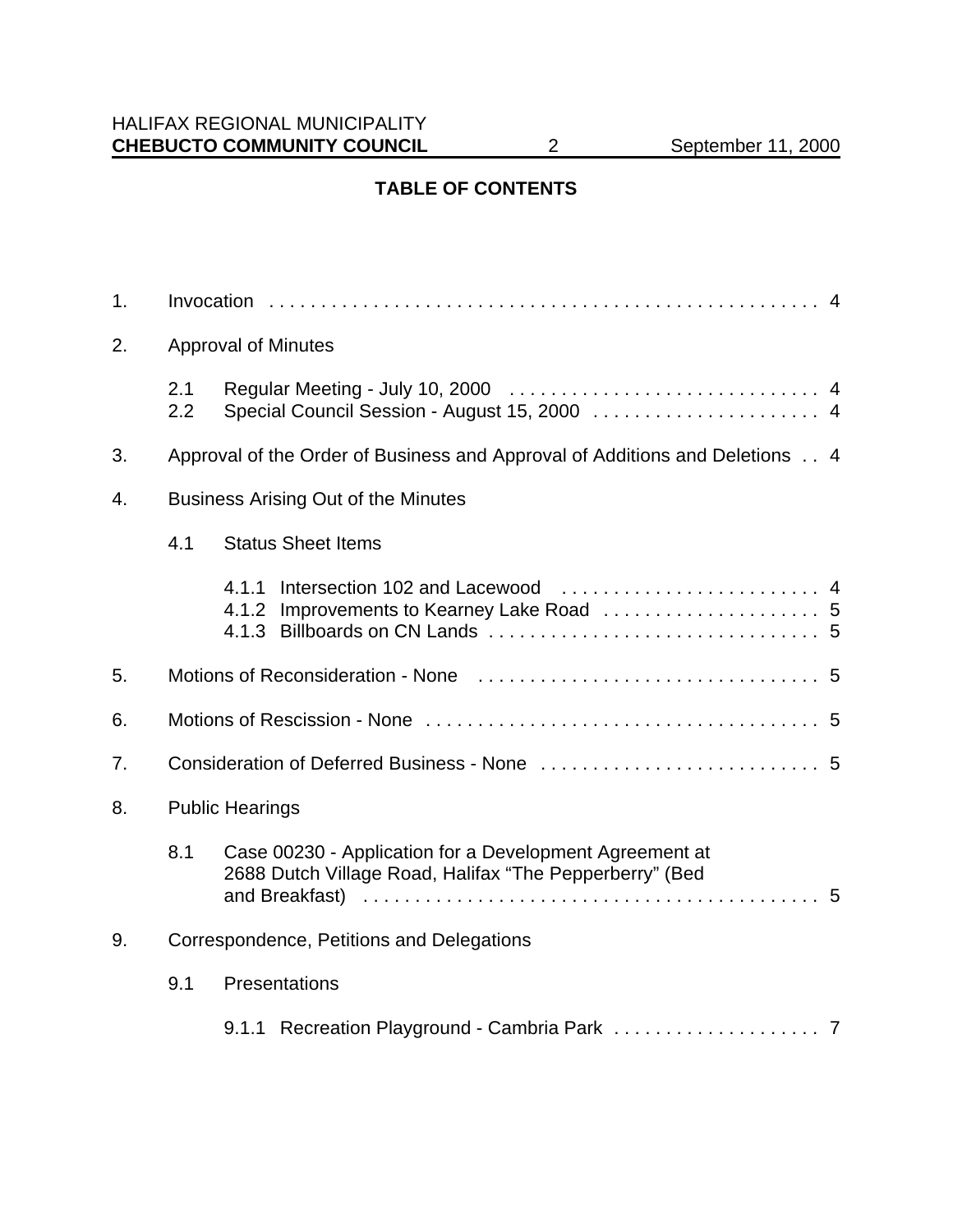## TABLE OF CONTENTS

1. Invocation . . . . . . . . . . . . . . . . . . . . . . . . . . . . . . . . . . . . . . . . . . . . . . . . . . . . . 4

2. Approval of Minutes

    2.1 Regular Meeting - July 10, 2000 . . . . . . . . . . . . . . . . . . . . . . . . . . . . . . 4
    2.2 Special Council Session - August 15, 2000 . . . . . . . . . . . . . . . . . . . . . . 4

3. Approval of the Order of Business and Approval of Additions and Deletions . . 4

4. Business Arising Out of the Minutes

    4.1 Status Sheet Items

        4.1.1 Intersection 102 and Lacewood . . . . . . . . . . . . . . . . . . . . . . . . . 4
        4.1.2 Improvements to Kearney Lake Road . . . . . . . . . . . . . . . . . . . . . 5
        4.1.3 Billboards on CN Lands . . . . . . . . . . . . . . . . . . . . . . . . . . . . . . . . 5

5. Motions of Reconsideration - None . . . . . . . . . . . . . . . . . . . . . . . . . . . . . . . . . 5

6. Motions of Rescission - None . . . . . . . . . . . . . . . . . . . . . . . . . . . . . . . . . . . . . . 5

7. Consideration of Deferred Business - None . . . . . . . . . . . . . . . . . . . . . . . . . . . 5

8. Public Hearings

    8.1 Case 00230 - Application for a Development Agreement at 2688 Dutch Village Road, Halifax "The Pepperberry" (Bed and Breakfast) . . . . . . . . . . . . . . . . . . . . . . . . . . . . . . . . . . . . . . . . . . . 5

9. Correspondence, Petitions and Delegations

    9.1 Presentations

        9.1.1 Recreation Playground - Cambria Park . . . . . . . . . . . . . . . . . . . . 7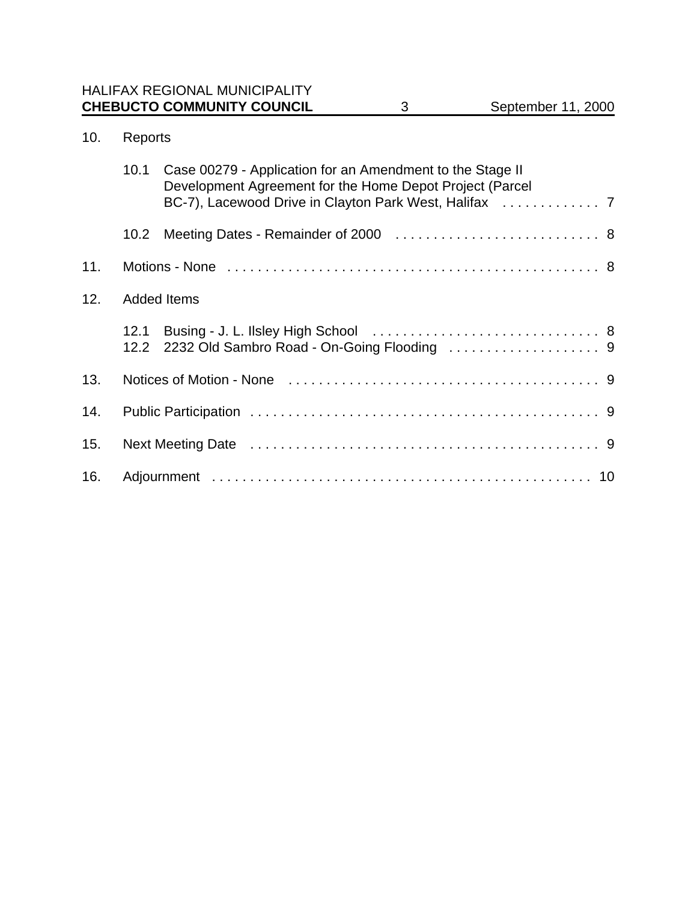10. Reports

    10.1 Case 00279 - Application for an Amendment to the Stage II Development Agreement for the Home Depot Project (Parcel BC-7), Lacewood Drive in Clayton Park West, Halifax . . . . . . . . . . . . . 7

    10.2 Meeting Dates - Remainder of 2000 . . . . . . . . . . . . . . . . . . . . . . . . . . . 8

11. Motions - None . . . . . . . . . . . . . . . . . . . . . . . . . . . . . . . . . . . . . . . . . . . . . . . . . 8

12. Added Items

    12.1 Busing - J. L. Ilsley High School . . . . . . . . . . . . . . . . . . . . . . . . . . . . . . 8
    12.2 2232 Old Sambro Road - On-Going Flooding . . . . . . . . . . . . . . . . . . . . 9

13. Notices of Motion - None . . . . . . . . . . . . . . . . . . . . . . . . . . . . . . . . . . . . . . . . . 9

14. Public Participation . . . . . . . . . . . . . . . . . . . . . . . . . . . . . . . . . . . . . . . . . . . . . . 9

15. Next Meeting Date . . . . . . . . . . . . . . . . . . . . . . . . . . . . . . . . . . . . . . . . . . . . . . 9

16. Adjournment . . . . . . . . . . . . . . . . . . . . . . . . . . . . . . . . . . . . . . . . . . . . . . . . . . 10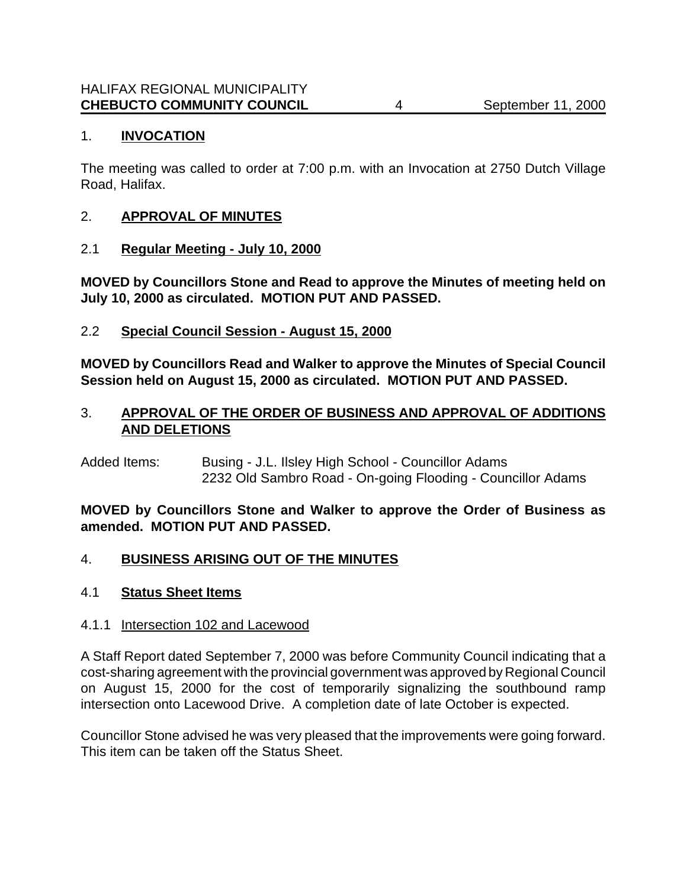## 1. **INVOCATION**

The meeting was called to order at 7:00 p.m. with an Invocation at 2750 Dutch Village Road, Halifax.

## 2. **APPROVAL OF MINUTES**

### 2.1 **Regular Meeting - July 10, 2000**

**MOVED by Councillors Stone and Read to approve the Minutes of meeting held on July 10, 2000 as circulated. MOTION PUT AND PASSED.**

### 2.2 **Special Council Session - August 15, 2000**

**MOVED by Councillors Read and Walker to approve the Minutes of Special Council Session held on August 15, 2000 as circulated. MOTION PUT AND PASSED.**

## 3. **APPROVAL OF THE ORDER OF BUSINESS AND APPROVAL OF ADDITIONS AND DELETIONS**

Added Items: Busing - J.L. Ilsley High School - Councillor Adams
2232 Old Sambro Road - On-going Flooding - Councillor Adams

**MOVED by Councillors Stone and Walker to approve the Order of Business as amended. MOTION PUT AND PASSED.**

## 4. **BUSINESS ARISING OUT OF THE MINUTES**

### 4.1 **Status Sheet Items**

#### 4.1.1 Intersection 102 and Lacewood

A Staff Report dated September 7, 2000 was before Community Council indicating that a cost-sharing agreement with the provincial government was approved by Regional Council on August 15, 2000 for the cost of temporarily signalizing the southbound ramp intersection onto Lacewood Drive. A completion date of late October is expected.

Councillor Stone advised he was very pleased that the improvements were going forward. This item can be taken off the Status Sheet.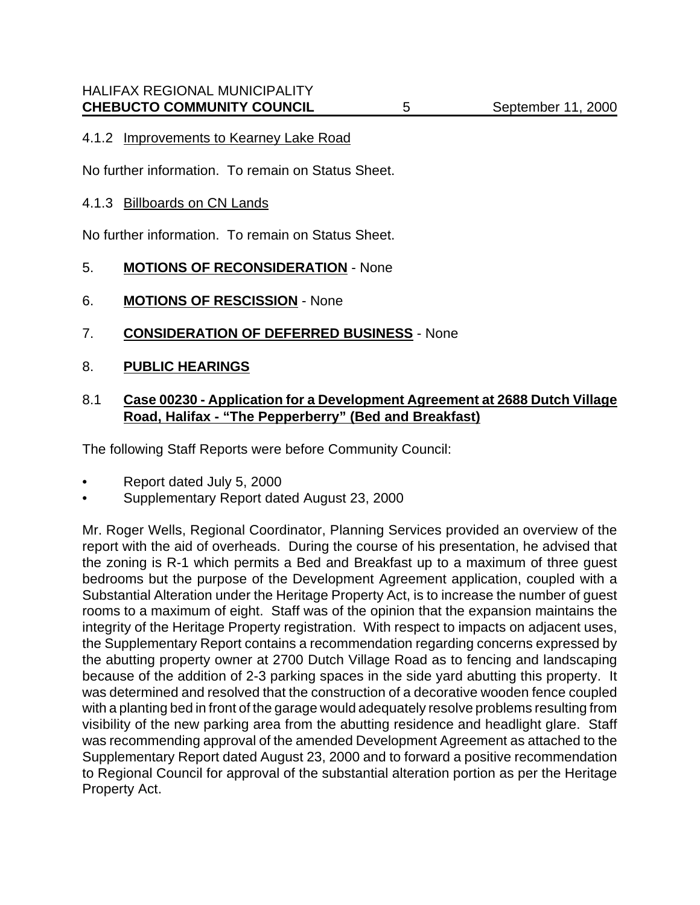4.1.2 Improvements to Kearney Lake Road

No further information. To remain on Status Sheet.

4.1.3 Billboards on CN Lands

No further information. To remain on Status Sheet.

5. **MOTIONS OF RECONSIDERATION** - None

6. **MOTIONS OF RESCISSION** - None

7. **CONSIDERATION OF DEFERRED BUSINESS** - None

8. **PUBLIC HEARINGS**

8.1 **Case 00230 - Application for a Development Agreement at 2688 Dutch Village Road, Halifax - "The Pepperberry" (Bed and Breakfast)**

The following Staff Reports were before Community Council:

- Report dated July 5, 2000
- Supplementary Report dated August 23, 2000

Mr. Roger Wells, Regional Coordinator, Planning Services provided an overview of the report with the aid of overheads. During the course of his presentation, he advised that the zoning is R-1 which permits a Bed and Breakfast up to a maximum of three guest bedrooms but the purpose of the Development Agreement application, coupled with a Substantial Alteration under the Heritage Property Act, is to increase the number of guest rooms to a maximum of eight. Staff was of the opinion that the expansion maintains the integrity of the Heritage Property registration. With respect to impacts on adjacent uses, the Supplementary Report contains a recommendation regarding concerns expressed by the abutting property owner at 2700 Dutch Village Road as to fencing and landscaping because of the addition of 2-3 parking spaces in the side yard abutting this property. It was determined and resolved that the construction of a decorative wooden fence coupled with a planting bed in front of the garage would adequately resolve problems resulting from visibility of the new parking area from the abutting residence and headlight glare. Staff was recommending approval of the amended Development Agreement as attached to the Supplementary Report dated August 23, 2000 and to forward a positive recommendation to Regional Council for approval of the substantial alteration portion as per the Heritage Property Act.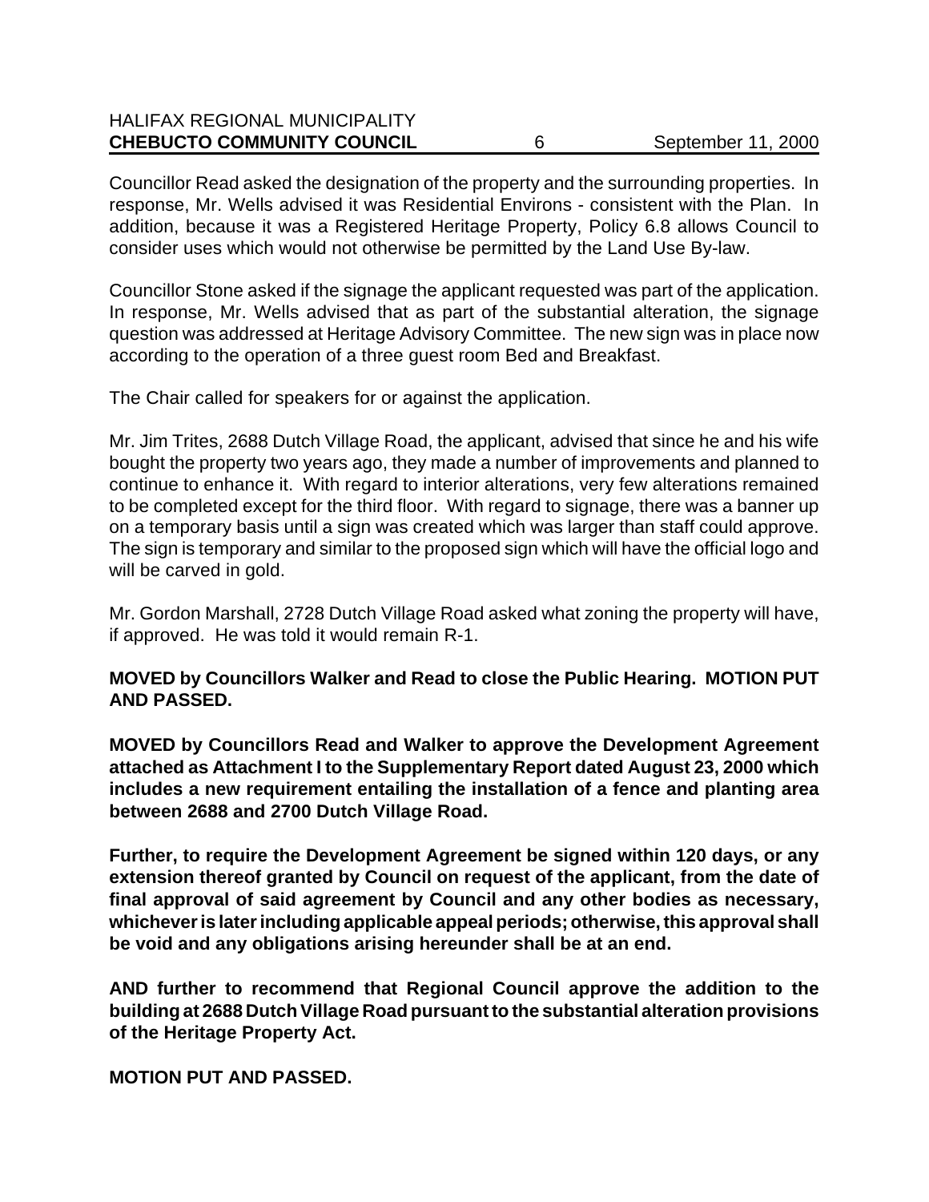Councillor Read asked the designation of the property and the surrounding properties. In response, Mr. Wells advised it was Residential Environs - consistent with the Plan. In addition, because it was a Registered Heritage Property, Policy 6.8 allows Council to consider uses which would not otherwise be permitted by the Land Use By-law.

Councillor Stone asked if the signage the applicant requested was part of the application. In response, Mr. Wells advised that as part of the substantial alteration, the signage question was addressed at Heritage Advisory Committee. The new sign was in place now according to the operation of a three guest room Bed and Breakfast.

The Chair called for speakers for or against the application.

Mr. Jim Trites, 2688 Dutch Village Road, the applicant, advised that since he and his wife bought the property two years ago, they made a number of improvements and planned to continue to enhance it. With regard to interior alterations, very few alterations remained to be completed except for the third floor. With regard to signage, there was a banner up on a temporary basis until a sign was created which was larger than staff could approve. The sign is temporary and similar to the proposed sign which will have the official logo and will be carved in gold.

Mr. Gordon Marshall, 2728 Dutch Village Road asked what zoning the property will have, if approved. He was told it would remain R-1.

**MOVED by Councillors Walker and Read to close the Public Hearing. MOTION PUT AND PASSED.**

**MOVED by Councillors Read and Walker to approve the Development Agreement attached as Attachment I to the Supplementary Report dated August 23, 2000 which includes a new requirement entailing the installation of a fence and planting area between 2688 and 2700 Dutch Village Road.**

**Further, to require the Development Agreement be signed within 120 days, or any extension thereof granted by Council on request of the applicant, from the date of final approval of said agreement by Council and any other bodies as necessary, whichever is later including applicable appeal periods; otherwise, this approval shall be void and any obligations arising hereunder shall be at an end.**

**AND further to recommend that Regional Council approve the addition to the building at 2688 Dutch Village Road pursuant to the substantial alteration provisions of the Heritage Property Act.**

**MOTION PUT AND PASSED.**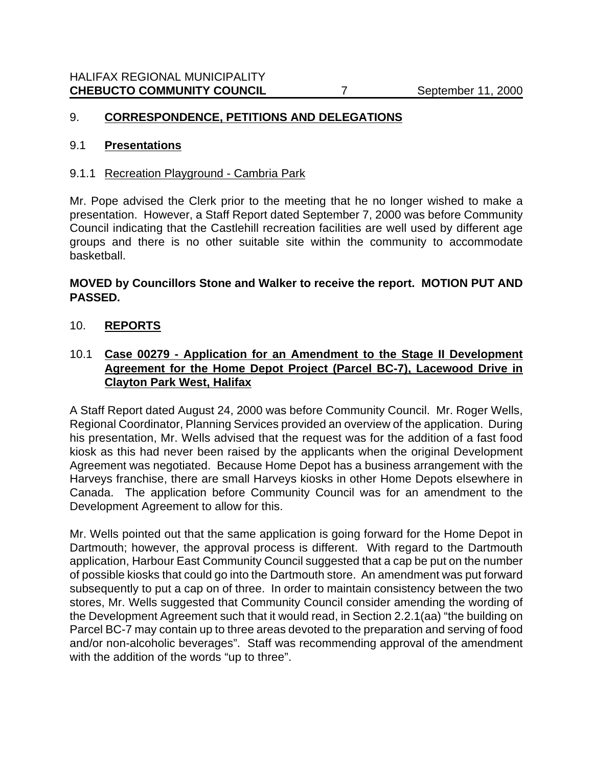## 9. CORRESPONDENCE, PETITIONS AND DELEGATIONS

### 9.1 Presentations

#### 9.1.1 Recreation Playground - Cambria Park

Mr. Pope advised the Clerk prior to the meeting that he no longer wished to make a presentation. However, a Staff Report dated September 7, 2000 was before Community Council indicating that the Castlehill recreation facilities are well used by different age groups and there is no other suitable site within the community to accommodate basketball.

**MOVED by Councillors Stone and Walker to receive the report. MOTION PUT AND PASSED.**

## 10. REPORTS

### 10.1 Case 00279 - Application for an Amendment to the Stage II Development Agreement for the Home Depot Project (Parcel BC-7), Lacewood Drive in Clayton Park West, Halifax

A Staff Report dated August 24, 2000 was before Community Council. Mr. Roger Wells, Regional Coordinator, Planning Services provided an overview of the application. During his presentation, Mr. Wells advised that the request was for the addition of a fast food kiosk as this had never been raised by the applicants when the original Development Agreement was negotiated. Because Home Depot has a business arrangement with the Harveys franchise, there are small Harveys kiosks in other Home Depots elsewhere in Canada. The application before Community Council was for an amendment to the Development Agreement to allow for this.

Mr. Wells pointed out that the same application is going forward for the Home Depot in Dartmouth; however, the approval process is different. With regard to the Dartmouth application, Harbour East Community Council suggested that a cap be put on the number of possible kiosks that could go into the Dartmouth store. An amendment was put forward subsequently to put a cap on of three. In order to maintain consistency between the two stores, Mr. Wells suggested that Community Council consider amending the wording of the Development Agreement such that it would read, in Section 2.2.1(aa) "the building on Parcel BC-7 may contain up to three areas devoted to the preparation and serving of food and/or non-alcoholic beverages". Staff was recommending approval of the amendment with the addition of the words "up to three".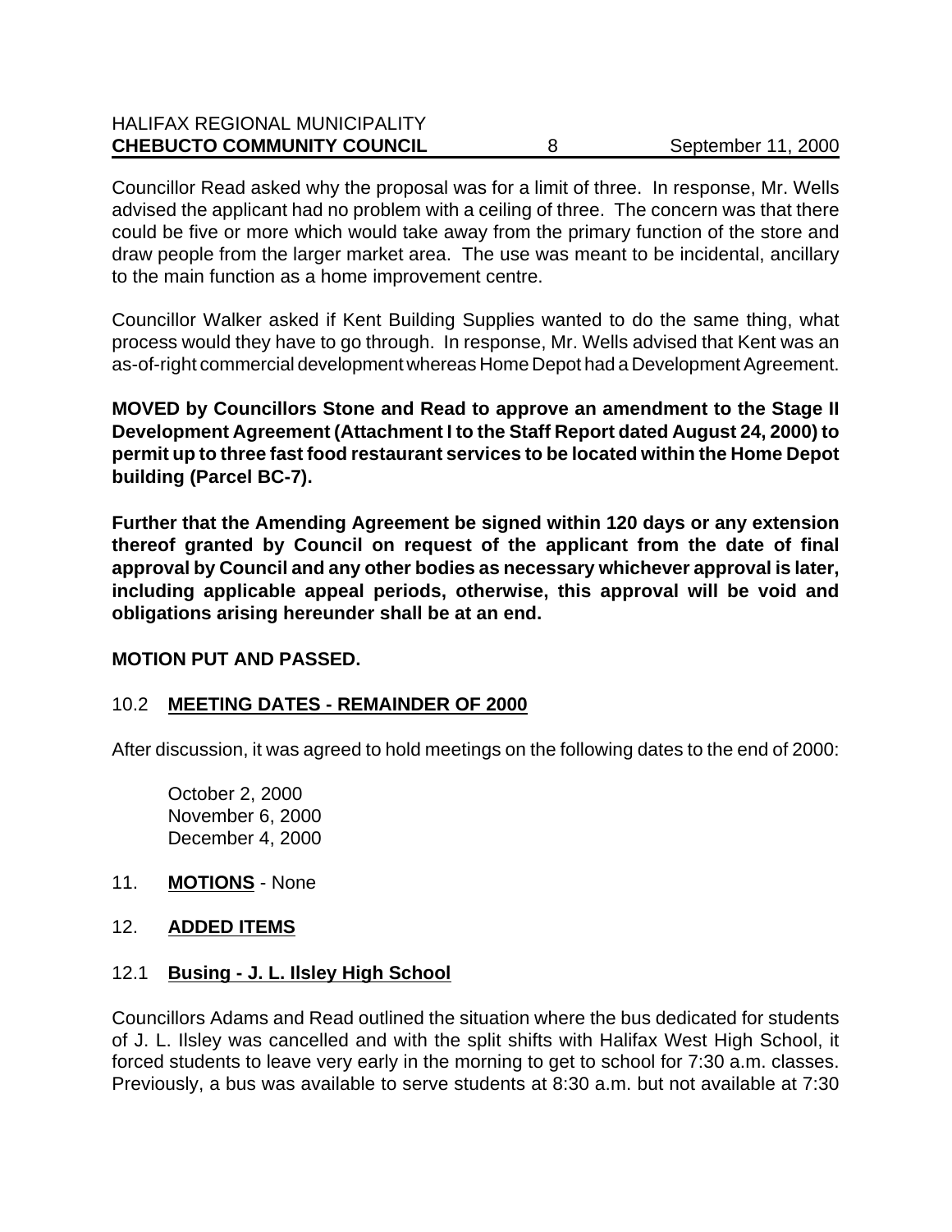Councillor Read asked why the proposal was for a limit of three. In response, Mr. Wells advised the applicant had no problem with a ceiling of three. The concern was that there could be five or more which would take away from the primary function of the store and draw people from the larger market area. The use was meant to be incidental, ancillary to the main function as a home improvement centre.

Councillor Walker asked if Kent Building Supplies wanted to do the same thing, what process would they have to go through. In response, Mr. Wells advised that Kent was an as-of-right commercial development whereas Home Depot had a Development Agreement.

**MOVED by Councillors Stone and Read to approve an amendment to the Stage II Development Agreement (Attachment I to the Staff Report dated August 24, 2000) to permit up to three fast food restaurant services to be located within the Home Depot building (Parcel BC-7).**

**Further that the Amending Agreement be signed within 120 days or any extension thereof granted by Council on request of the applicant from the date of final approval by Council and any other bodies as necessary whichever approval is later, including applicable appeal periods, otherwise, this approval will be void and obligations arising hereunder shall be at an end.**

**MOTION PUT AND PASSED.**

## 10.2 **MEETING DATES - REMAINDER OF 2000**

After discussion, it was agreed to hold meetings on the following dates to the end of 2000:

October 2, 2000
November 6, 2000
December 4, 2000

## 11. **MOTIONS** - None

## 12. **ADDED ITEMS**

## 12.1 **Busing - J. L. Ilsley High School**

Councillors Adams and Read outlined the situation where the bus dedicated for students of J. L. Ilsley was cancelled and with the split shifts with Halifax West High School, it forced students to leave very early in the morning to get to school for 7:30 a.m. classes. Previously, a bus was available to serve students at 8:30 a.m. but not available at 7:30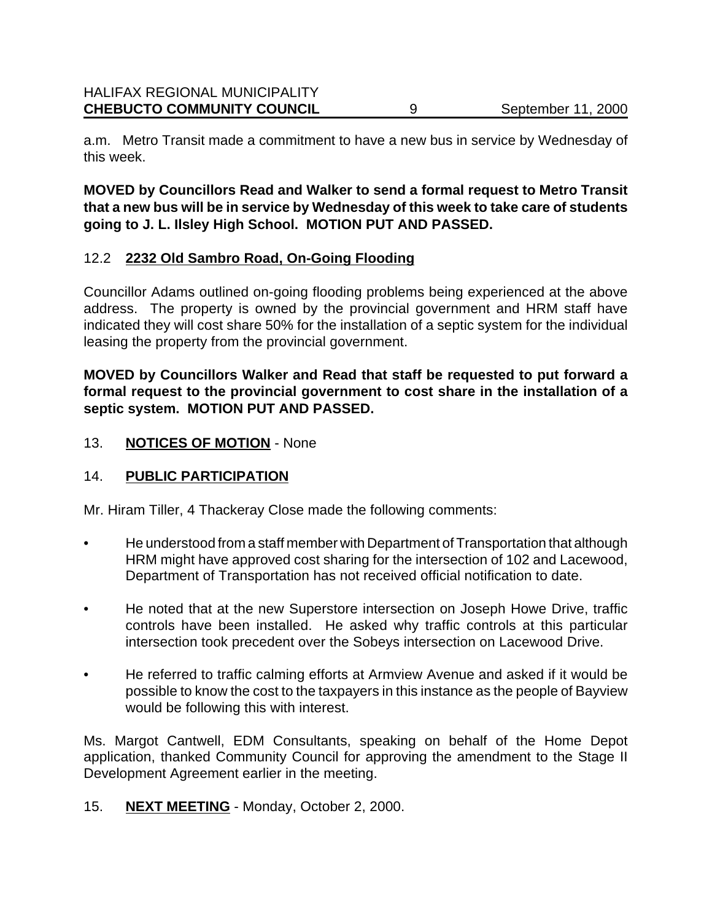a.m. Metro Transit made a commitment to have a new bus in service by Wednesday of this week.

**MOVED by Councillors Read and Walker to send a formal request to Metro Transit that a new bus will be in service by Wednesday of this week to take care of students going to J. L. Ilsley High School. MOTION PUT AND PASSED.**

### 12.2 **2232 Old Sambro Road, On-Going Flooding**

Councillor Adams outlined on-going flooding problems being experienced at the above address. The property is owned by the provincial government and HRM staff have indicated they will cost share 50% for the installation of a septic system for the individual leasing the property from the provincial government.

**MOVED by Councillors Walker and Read that staff be requested to put forward a formal request to the provincial government to cost share in the installation of a septic system. MOTION PUT AND PASSED.**

## 13. **NOTICES OF MOTION** - None

## 14. **PUBLIC PARTICIPATION**

Mr. Hiram Tiller, 4 Thackeray Close made the following comments:

- He understood from a staff member with Department of Transportation that although HRM might have approved cost sharing for the intersection of 102 and Lacewood, Department of Transportation has not received official notification to date.
- He noted that at the new Superstore intersection on Joseph Howe Drive, traffic controls have been installed. He asked why traffic controls at this particular intersection took precedent over the Sobeys intersection on Lacewood Drive.
- He referred to traffic calming efforts at Armview Avenue and asked if it would be possible to know the cost to the taxpayers in this instance as the people of Bayview would be following this with interest.

Ms. Margot Cantwell, EDM Consultants, speaking on behalf of the Home Depot application, thanked Community Council for approving the amendment to the Stage II Development Agreement earlier in the meeting.

## 15. **NEXT MEETING** - Monday, October 2, 2000.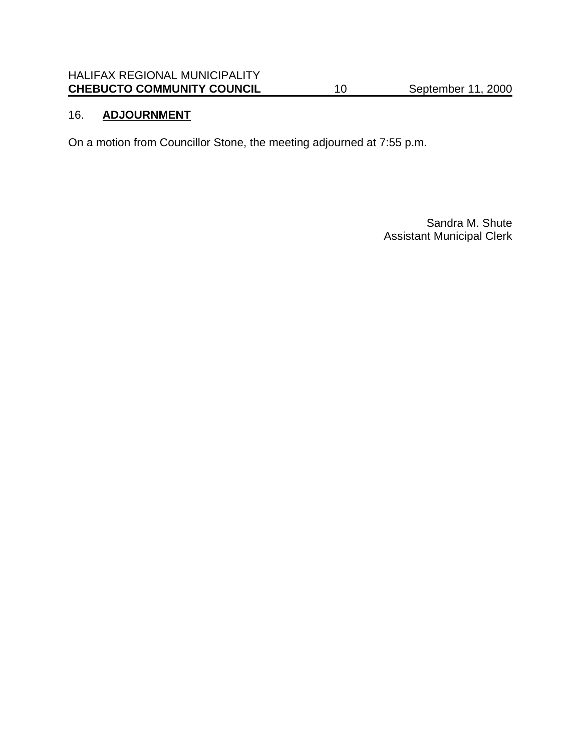## 16. **ADJOURNMENT**

On a motion from Councillor Stone, the meeting adjourned at 7:55 p.m.

Sandra M. Shute
Assistant Municipal Clerk